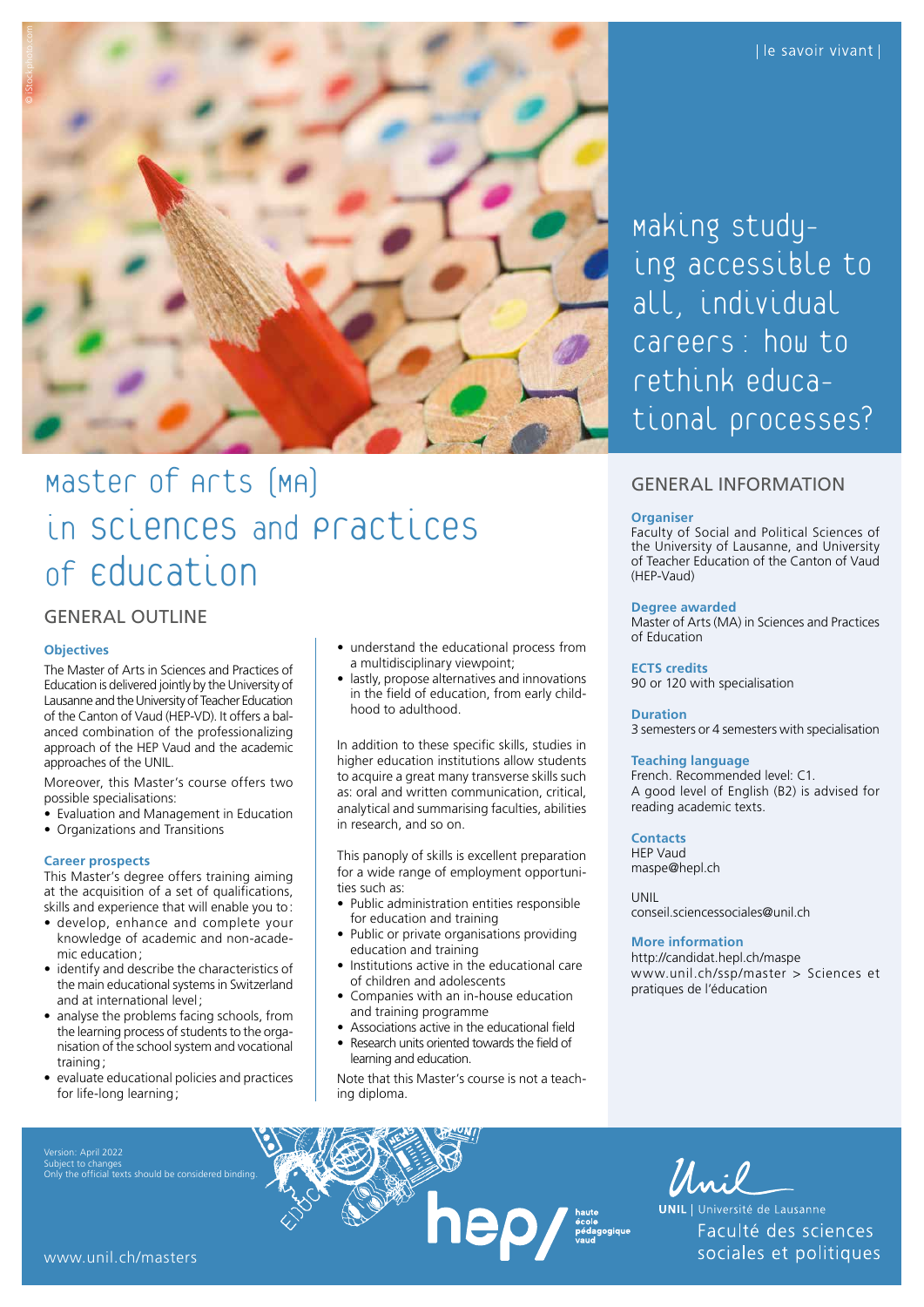| le savoir vivant |

# Making studying accessible to all, individual careers : how to rethink educational processes?

# Master of Arts (MA) in Sciences and Practices of Education

## GENERAL OUTLINE

### Objectives

The Master of Arts in Sciences and Practices of Education is delivered jointly by the University of Lausanne and the University of Teacher Education of the Canton of Vaud (HEP-VD). It offers a balanced combination of the professionalizing approach of the HEP Vaud and the academic approaches of the UNIL.

Moreover, this Master's course offers two possible specialisations:

- Evaluation and Management in Education
- Organizations and Transitions

### Career prospects

This Master's degree offers training aiming at the acquisition of a set of qualifications, skills and experience that will enable you to:

- develop, enhance and complete your knowledge of academic and non-academic education;
- identify and describe the characteristics of the main educational systems in Switzerland and at international level;
- analyse the problems facing schools, from the learning process of students to the organisation of the school system and vocational training;
- evaluate educational policies and practices for life-long learning;
- understand the educational process from a multidisciplinary viewpoint;
- lastly, propose alternatives and innovations in the field of education, from early childhood to adulthood.

In addition to these specific skills, studies in higher education institutions allow students to acquire a great many transverse skills such as: oral and written communication, critical, analytical and summarising faculties, abilities in research, and so on.

This panoply of skills is excellent preparation for a wide range of employment opportunities such as:

- Public administration entities responsible for education and training
- Public or private organisations providing education and training
- Institutions active in the educational care of children and adolescents
- Companies with an in-house education and training programme
- Associations active in the educational field
- Research units oriented towards the field of learning and education.

Note that this Master's course is not a teaching diploma.

## GENERAL INFORMATION

### Organiser

Faculty of Social and Political Sciences of the University of Lausanne, and University of Teacher Education of the Canton of Vaud (HEP-Vaud)

### Degree awarded

Master of Arts (MA) in Sciences and Practices of Education

### ECTS credits

90 or 120 with specialisation

### Duration

3 semesters or 4 semesters with specialisation

### Teaching language

French. Recommended level: C1.
A good level of English (B2) is advised for reading academic texts.

### Contacts

HEP Vaud
maspe@hepl.ch

UNIL
conseil.sciencessociales@unil.ch

### More information

http://candidat.hepl.ch/maspe
www.unil.ch/ssp/master > Sciences et pratiques de l'éducation

Version: April 2022
Subject to changes
Only the official texts should be considered binding.

www.unil.ch/masters

hep/ haute école pédagogique vaud

UNIL | Université de Lausanne
Faculté des sciences sociales et politiques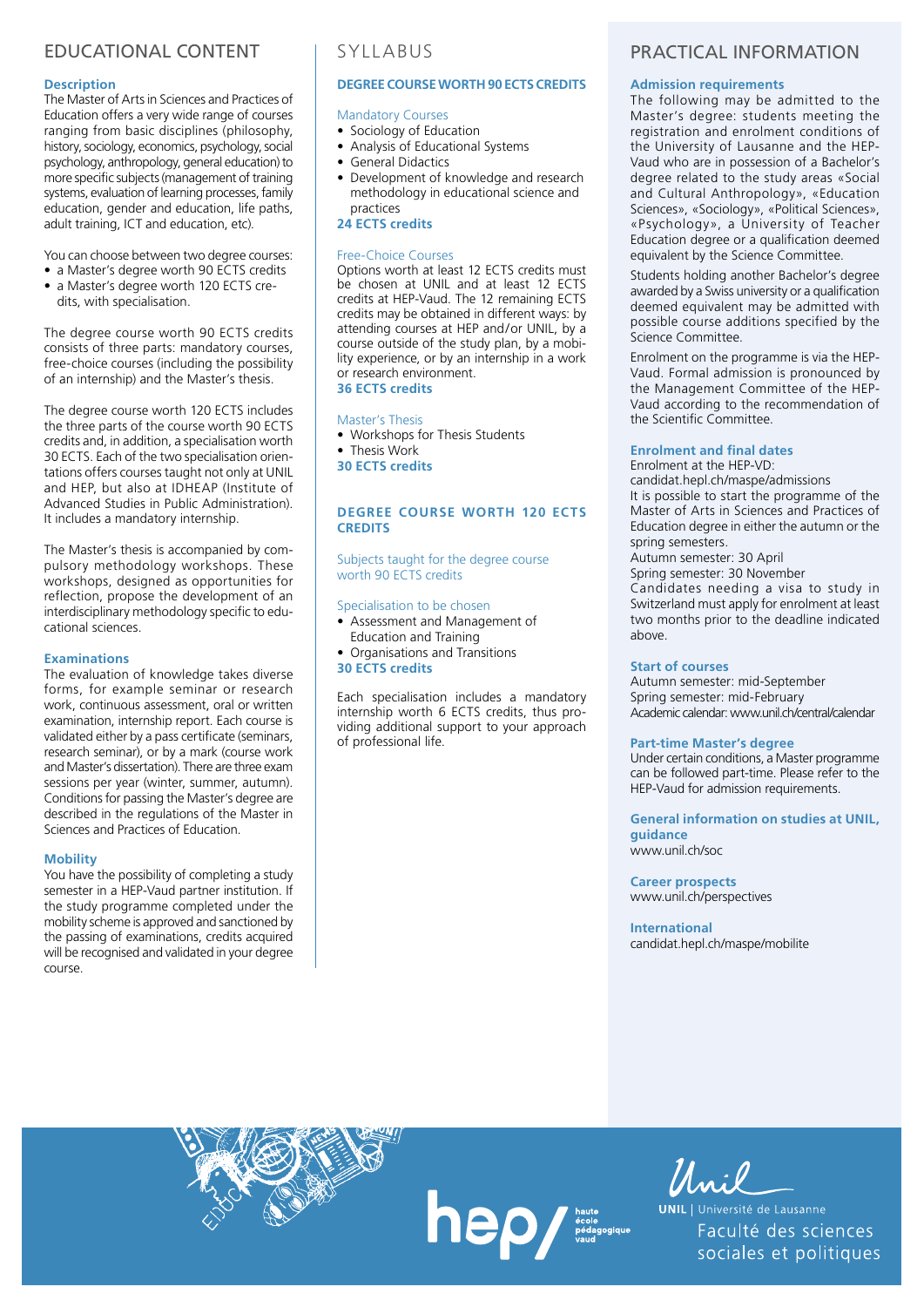## EDUCATIONAL CONTENT

### Description

The Master of Arts in Sciences and Practices of Education offers a very wide range of courses ranging from basic disciplines (philosophy, history, sociology, economics, psychology, social psychology, anthropology, general education) to more specific subjects (management of training systems, evaluation of learning processes, family education, gender and education, life paths, adult training, ICT and education, etc).

You can choose between two degree courses:

- a Master's degree worth 90 ECTS credits
- a Master's degree worth 120 ECTS credits, with specialisation.

The degree course worth 90 ECTS credits consists of three parts: mandatory courses, free-choice courses (including the possibility of an internship) and the Master's thesis.

The degree course worth 120 ECTS includes the three parts of the course worth 90 ECTS credits and, in addition, a specialisation worth 30 ECTS. Each of the two specialisation orientations offers courses taught not only at UNIL and HEP, but also at IDHEAP (Institute of Advanced Studies in Public Administration). It includes a mandatory internship.

The Master's thesis is accompanied by compulsory methodology workshops. These workshops, designed as opportunities for reflection, propose the development of an interdisciplinary methodology specific to educational sciences.

### Examinations

The evaluation of knowledge takes diverse forms, for example seminar or research work, continuous assessment, oral or written examination, internship report. Each course is validated either by a pass certificate (seminars, research seminar), or by a mark (course work and Master's dissertation). There are three exam sessions per year (winter, summer, autumn). Conditions for passing the Master's degree are described in the regulations of the Master in Sciences and Practices of Education.

### Mobility

You have the possibility of completing a study semester in a HEP-Vaud partner institution. If the study programme completed under the mobility scheme is approved and sanctioned by the passing of examinations, credits acquired will be recognised and validated in your degree course.

## SYLLABUS

### DEGREE COURSE WORTH 90 ECTS CREDITS

Mandatory Courses

- Sociology of Education
- Analysis of Educational Systems
- General Didactics
- Development of knowledge and research methodology in educational science and practices

**24 ECTS credits**

Free-Choice Courses

Options worth at least 12 ECTS credits must be chosen at UNIL and at least 12 ECTS credits at HEP-Vaud. The 12 remaining ECTS credits may be obtained in different ways: by attending courses at HEP and/or UNIL, by a course outside of the study plan, by a mobility experience, or by an internship in a work or research environment.

**36 ECTS credits**

Master's Thesis

- Workshops for Thesis Students
- Thesis Work

**30 ECTS credits**

### DEGREE COURSE WORTH 120 ECTS CREDITS

Subjects taught for the degree course worth 90 ECTS credits

Specialisation to be chosen

- Assessment and Management of Education and Training
- Organisations and Transitions

**30 ECTS credits**

Each specialisation includes a mandatory internship worth 6 ECTS credits, thus providing additional support to your approach of professional life.

## PRACTICAL INFORMATION

### Admission requirements

The following may be admitted to the Master's degree: students meeting the registration and enrolment conditions of the University of Lausanne and the HEP-Vaud who are in possession of a Bachelor's degree related to the study areas «Social and Cultural Anthropology», «Education Sciences», «Sociology», «Political Sciences», «Psychology», a University of Teacher Education degree or a qualification deemed equivalent by the Science Committee.

Students holding another Bachelor's degree awarded by a Swiss university or a qualification deemed equivalent may be admitted with possible course additions specified by the Science Committee.

Enrolment on the programme is via the HEP-Vaud. Formal admission is pronounced by the Management Committee of the HEP-Vaud according to the recommendation of the Scientific Committee.

### Enrolment and final dates

Enrolment at the HEP-VD:
candidat.hepl.ch/maspe/admissions
It is possible to start the programme of the Master of Arts in Sciences and Practices of Education degree in either the autumn or the spring semesters.
Autumn semester: 30 April
Spring semester: 30 November
Candidates needing a visa to study in Switzerland must apply for enrolment at least two months prior to the deadline indicated above.

### Start of courses

Autumn semester: mid-September
Spring semester: mid-February
Academic calendar: www.unil.ch/central/calendar

### Part-time Master's degree

Under certain conditions, a Master programme can be followed part-time. Please refer to the HEP-Vaud for admission requirements.

### General information on studies at UNIL, guidance

www.unil.ch/soc

### Career prospects

www.unil.ch/perspectives

### International

candidat.hepl.ch/maspe/mobilite

hep/ haute école pédagogique vaud

Unil
UNIL | Université de Lausanne
Faculté des sciences sociales et politiques